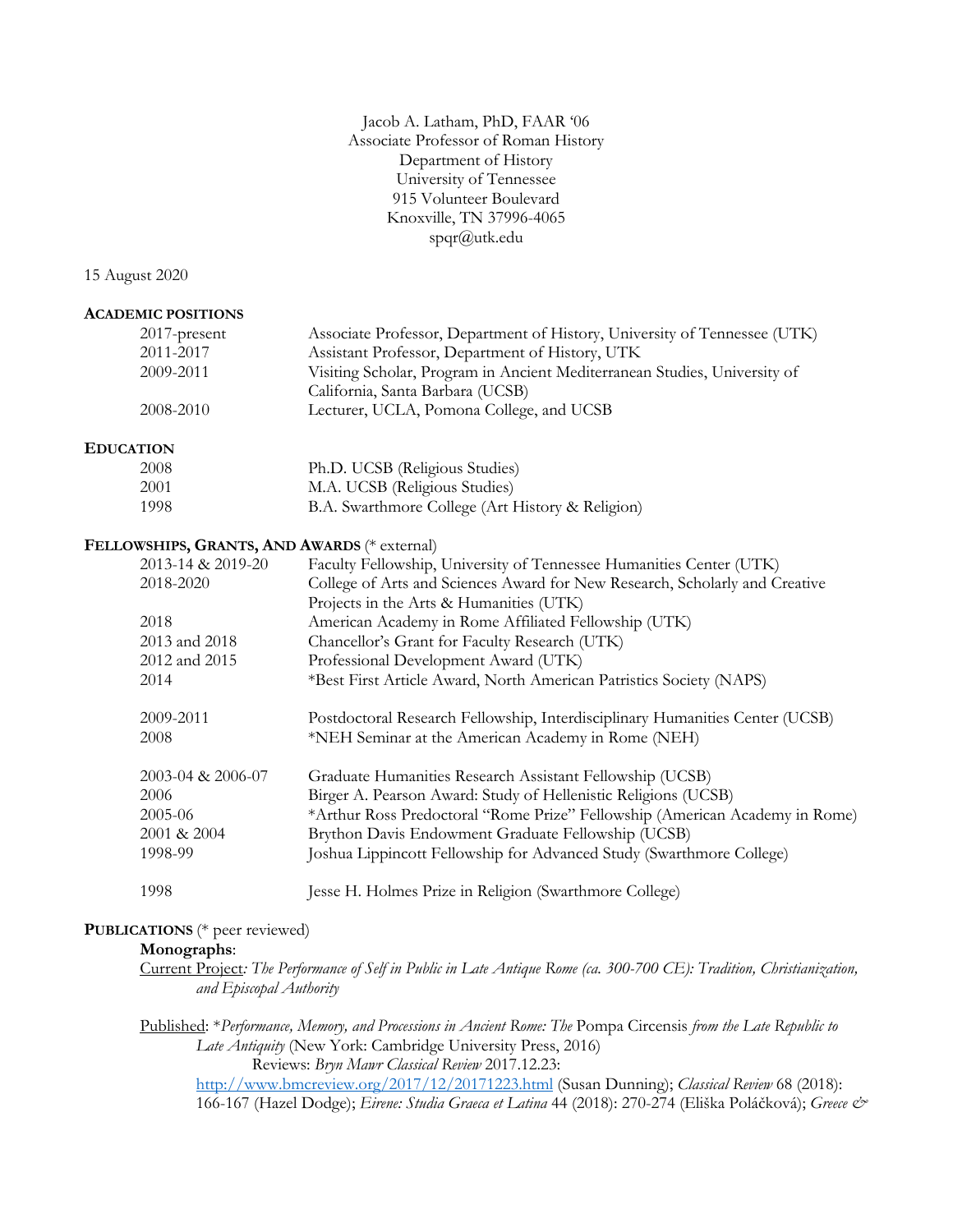Jacob A. Latham, PhD, FAAR '06
Associate Professor of Roman History
Department of History
University of Tennessee
915 Volunteer Boulevard
Knoxville, TN 37996-4065
spqr@utk.edu

15 August 2020

## ACADEMIC POSITIONS

| | |
|---|---|
| 2017-present | Associate Professor, Department of History, University of Tennessee (UTK) |
| 2011-2017 | Assistant Professor, Department of History, UTK |
| 2009-2011 | Visiting Scholar, Program in Ancient Mediterranean Studies, University of California, Santa Barbara (UCSB) |
| 2008-2010 | Lecturer, UCLA, Pomona College, and UCSB |

## EDUCATION

| | |
|---|---|
| 2008 | Ph.D. UCSB (Religious Studies) |
| 2001 | M.A. UCSB (Religious Studies) |
| 1998 | B.A. Swarthmore College (Art History & Religion) |

## FELLOWSHIPS, GRANTS, AND AWARDS (* external)

| | |
|---|---|
| 2013-14 & 2019-20 | Faculty Fellowship, University of Tennessee Humanities Center (UTK) |
| 2018-2020 | College of Arts and Sciences Award for New Research, Scholarly and Creative Projects in the Arts & Humanities (UTK) |
| 2018 | American Academy in Rome Affiliated Fellowship (UTK) |
| 2013 and 2018 | Chancellor's Grant for Faculty Research (UTK) |
| 2012 and 2015 | Professional Development Award (UTK) |
| 2014 | *Best First Article Award, North American Patristics Society (NAPS) |
| 2009-2011 | Postdoctoral Research Fellowship, Interdisciplinary Humanities Center (UCSB) |
| 2008 | *NEH Seminar at the American Academy in Rome (NEH) |
| 2003-04 & 2006-07 | Graduate Humanities Research Assistant Fellowship (UCSB) |
| 2006 | Birger A. Pearson Award: Study of Hellenistic Religions (UCSB) |
| 2005-06 | *Arthur Ross Predoctoral "Rome Prize" Fellowship (American Academy in Rome) |
| 2001 & 2004 | Brython Davis Endowment Graduate Fellowship (UCSB) |
| 1998-99 | Joshua Lippincott Fellowship for Advanced Study (Swarthmore College) |
| 1998 | Jesse H. Holmes Prize in Religion (Swarthmore College) |

## PUBLICATIONS (* peer reviewed)

### Monographs:

Current Project: *The Performance of Self in Public in Late Antique Rome (ca. 300-700 CE): Tradition, Christianization, and Episcopal Authority*

Published: **Performance, Memory, and Processions in Ancient Rome: The* Pompa Circensis *from the Late Republic to Late Antiquity* (New York: Cambridge University Press, 2016)

Reviews: *Bryn Mawr Classical Review* 2017.12.23: http://www.bmcreview.org/2017/12/20171223.html (Susan Dunning); *Classical Review* 68 (2018): 166-167 (Hazel Dodge); *Eirene: Studia Graeca et Latina* 44 (2018): 270-274 (Eliška Poláčková); *Greece &*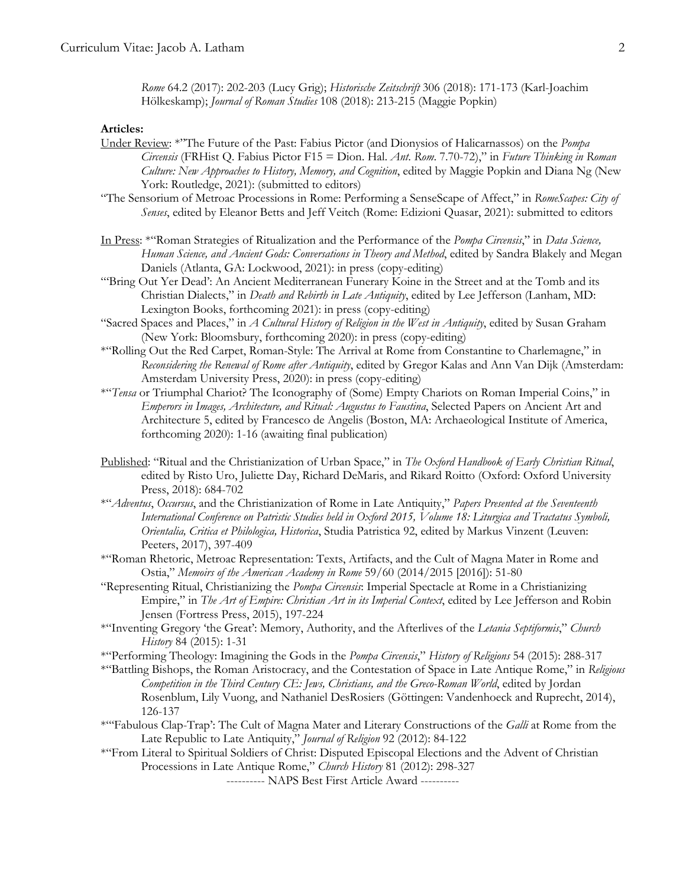*Rome* 64.2 (2017): 202-203 (Lucy Grig); *Historische Zeitschrift* 306 (2018): 171-173 (Karl-Joachim Hölkeskamp); *Journal of Roman Studies* 108 (2018): 213-215 (Maggie Popkin)

**Articles:**

Under Review: *"The Future of the Past: Fabius Pictor (and Dionysios of Halicarnassos) on the *Pompa Circensis* (FRHist Q. Fabius Pictor F15 = Dion. Hal. *Ant. Rom.* 7.70-72)," in *Future Thinking in Roman Culture: New Approaches to History, Memory, and Cognition*, edited by Maggie Popkin and Diana Ng (New York: Routledge, 2021): (submitted to editors)

"The Sensorium of Metroac Processions in Rome: Performing a SenseScape of Affect," in *RomeScapes: City of Senses*, edited by Eleanor Betts and Jeff Veitch (Rome: Edizioni Quasar, 2021): submitted to editors

In Press: *"Roman Strategies of Ritualization and the Performance of the *Pompa Circensis*," in *Data Science, Human Science, and Ancient Gods: Conversations in Theory and Method*, edited by Sandra Blakely and Megan Daniels (Atlanta, GA: Lockwood, 2021): in press (copy-editing)

"'Bring Out Yer Dead': An Ancient Mediterranean Funerary Koine in the Street and at the Tomb and its Christian Dialects," in *Death and Rebirth in Late Antiquity*, edited by Lee Jefferson (Lanham, MD: Lexington Books, forthcoming 2021): in press (copy-editing)

"Sacred Spaces and Places," in *A Cultural History of Religion in the West in Antiquity*, edited by Susan Graham (New York: Bloomsbury, forthcoming 2020): in press (copy-editing)

*"Rolling Out the Red Carpet, Roman-Style: The Arrival at Rome from Constantine to Charlemagne," in *Reconsidering the Renewal of Rome after Antiquity*, edited by Gregor Kalas and Ann Van Dijk (Amsterdam: Amsterdam University Press, 2020): in press (copy-editing)

*"*Tensa* or Triumphal Chariot? The Iconography of (Some) Empty Chariots on Roman Imperial Coins," in *Emperors in Images, Architecture, and Ritual: Augustus to Faustina*, Selected Papers on Ancient Art and Architecture 5, edited by Francesco de Angelis (Boston, MA: Archaeological Institute of America, forthcoming 2020): 1-16 (awaiting final publication)

Published: "Ritual and the Christianization of Urban Space," in *The Oxford Handbook of Early Christian Ritual*, edited by Risto Uro, Juliette Day, Richard DeMaris, and Rikard Roitto (Oxford: Oxford University Press, 2018): 684-702

*"*Adventus*, *Occursus*, and the Christianization of Rome in Late Antiquity," *Papers Presented at the Seventeenth International Conference on Patristic Studies held in Oxford 2015, Volume 18: Liturgica and Tractatus Symboli, Orientalia, Critica et Philologica, Historica*, Studia Patristica 92, edited by Markus Vinzent (Leuven: Peeters, 2017), 397-409

*"Roman Rhetoric, Metroac Representation: Texts, Artifacts, and the Cult of Magna Mater in Rome and Ostia," *Memoirs of the American Academy in Rome* 59/60 (2014/2015 [2016]): 51-80

"Representing Ritual, Christianizing the *Pompa Circensis*: Imperial Spectacle at Rome in a Christianizing Empire," in *The Art of Empire: Christian Art in its Imperial Context*, edited by Lee Jefferson and Robin Jensen (Fortress Press, 2015), 197-224

*"Inventing Gregory 'the Great': Memory, Authority, and the Afterlives of the *Letania Septiformis*," *Church History* 84 (2015): 1-31

*"Performing Theology: Imagining the Gods in the *Pompa Circensis*," *History of Religions* 54 (2015): 288-317

*"Battling Bishops, the Roman Aristocracy, and the Contestation of Space in Late Antique Rome," in *Religious Competition in the Third Century CE: Jews, Christians, and the Greco-Roman World*, edited by Jordan Rosenblum, Lily Vuong, and Nathaniel DesRosiers (Göttingen: Vandenhoeck and Ruprecht, 2014), 126-137

*"'Fabulous Clap-Trap': The Cult of Magna Mater and Literary Constructions of the *Galli* at Rome from the Late Republic to Late Antiquity," *Journal of Religion* 92 (2012): 84-122

*"From Literal to Spiritual Soldiers of Christ: Disputed Episcopal Elections and the Advent of Christian Processions in Late Antique Rome," *Church History* 81 (2012): 298-327

---------- NAPS Best First Article Award ----------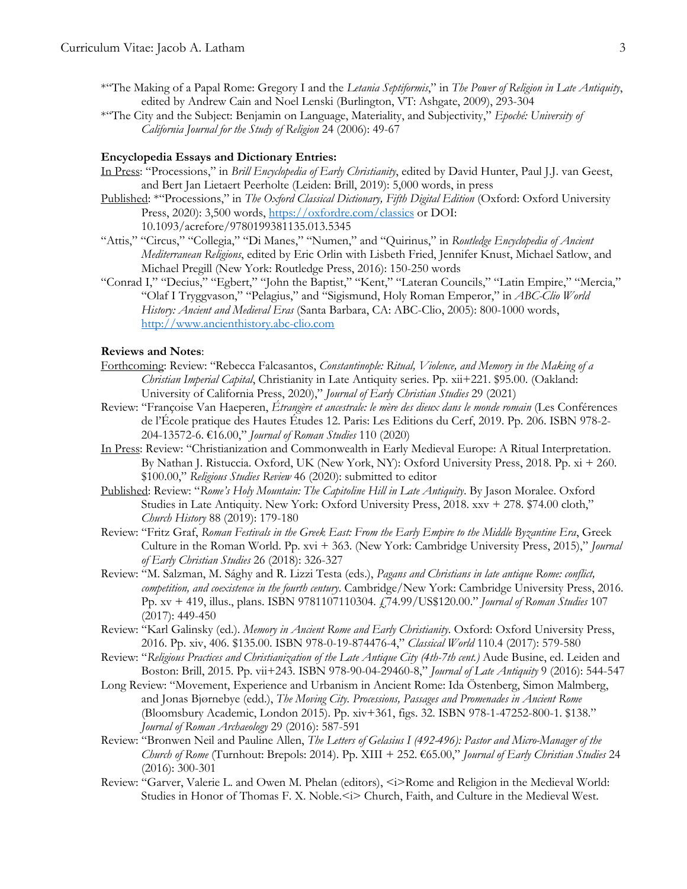*"The Making of a Papal Rome: Gregory I and the *Letania Septiformis*," in *The Power of Religion in Late Antiquity*, edited by Andrew Cain and Noel Lenski (Burlington, VT: Ashgate, 2009), 293-304

*"The City and the Subject: Benjamin on Language, Materiality, and Subjectivity," *Epoché: University of California Journal for the Study of Religion* 24 (2006): 49-67

**Encyclopedia Essays and Dictionary Entries:**

<u>In Press</u>: "Processions," in *Brill Encyclopedia of Early Christianity*, edited by David Hunter, Paul J.J. van Geest, and Bert Jan Lietaert Peerholte (Leiden: Brill, 2019): 5,000 words, in press

<u>Published</u>: *"Processions," in *The Oxford Classical Dictionary, Fifth Digital Edition* (Oxford: Oxford University Press, 2020): 3,500 words, https://oxfordre.com/classics or DOI: 10.1093/acrefore/9780199381135.013.5345

"Attis," "Circus," "Collegia," "Di Manes," "Numen," and "Quirinus," in *Routledge Encyclopedia of Ancient Mediterranean Religions*, edited by Eric Orlin with Lisbeth Fried, Jennifer Knust, Michael Satlow, and Michael Pregill (New York: Routledge Press, 2016): 150-250 words

"Conrad I," "Decius," "Egbert," "John the Baptist," "Kent," "Lateran Councils," "Latin Empire," "Mercia," "Olaf I Tryggvason," "Pelagius," and "Sigismund, Holy Roman Emperor," in *ABC-Clio World History: Ancient and Medieval Eras* (Santa Barbara, CA: ABC-Clio, 2005): 800-1000 words, http://www.ancienthistory.abc-clio.com

**Reviews and Notes**:

<u>Forthcoming</u>: Review: "Rebecca Falcasantos, *Constantinople: Ritual, Violence, and Memory in the Making of a Christian Imperial Capital*, Christianity in Late Antiquity series. Pp. xii+221. $95.00. (Oakland: University of California Press, 2020)," *Journal of Early Christian Studies* 29 (2021)

Review: "Françoise Van Haeperen, *Étrangère et ancestrale: le mère des dieux dans le monde romain* (Les Conférences de l'École pratique des Hautes Études 12. Paris: Les Editions du Cerf, 2019. Pp. 206. ISBN 978-2-204-13572-6. €16.00," *Journal of Roman Studies* 110 (2020)

<u>In Press</u>: Review: "Christianization and Commonwealth in Early Medieval Europe: A Ritual Interpretation. By Nathan J. Ristuccia. Oxford, UK (New York, NY): Oxford University Press, 2018. Pp. xi + 260. $100.00," *Religious Studies Review* 46 (2020): submitted to editor

<u>Published</u>: Review: "*Rome's Holy Mountain: The Capitoline Hill in Late Antiquity*. By Jason Moralee. Oxford Studies in Late Antiquity. New York: Oxford University Press, 2018. xxv + 278. $74.00 cloth," *Church History* 88 (2019): 179-180

Review: "Fritz Graf, *Roman Festivals in the Greek East: From the Early Empire to the Middle Byzantine Era*, Greek Culture in the Roman World. Pp. xvi + 363. (New York: Cambridge University Press, 2015)," *Journal of Early Christian Studies* 26 (2018): 326-327

Review: "M. Salzman, M. Sághy and R. Lizzi Testa (eds.), *Pagans and Christians in late antique Rome: conflict, competition, and coexistence in the fourth century*. Cambridge/New York: Cambridge University Press, 2016. Pp. xv + 419, illus., plans. ISBN 9781107110304. £74.99/US$120.00." *Journal of Roman Studies* 107 (2017): 449-450

Review: "Karl Galinsky (ed.). *Memory in Ancient Rome and Early Christianity*. Oxford: Oxford University Press, 2016. Pp. xiv, 406. $135.00. ISBN 978-0-19-874476-4," *Classical World* 110.4 (2017): 579-580

Review: "*Religious Practices and Christianization of the Late Antique City (4th-7th cent.)* Aude Busine, ed. Leiden and Boston: Brill, 2015. Pp. vii+243. ISBN 978-90-04-29460-8," *Journal of Late Antiquity* 9 (2016): 544-547

Long Review: "Movement, Experience and Urbanism in Ancient Rome: Ida Östenberg, Simon Malmberg, and Jonas Bjørnebye (edd.), *The Moving City. Processions, Passages and Promenades in Ancient Rome* (Bloomsbury Academic, London 2015). Pp. xiv+361, figs. 32. ISBN 978-1-47252-800-1. $138." *Journal of Roman Archaeology* 29 (2016): 587-591

Review: "Bronwen Neil and Pauline Allen, *The Letters of Gelasius I (492-496): Pastor and Micro-Manager of the Church of Rome* (Turnhout: Brepols: 2014). Pp. XIII + 252. €65.00," *Journal of Early Christian Studies* 24 (2016): 300-301

Review: "Garver, Valerie L. and Owen M. Phelan (editors), <i>Rome and Religion in the Medieval World: Studies in Honor of Thomas F. X. Noble.<i> Church, Faith, and Culture in the Medieval West.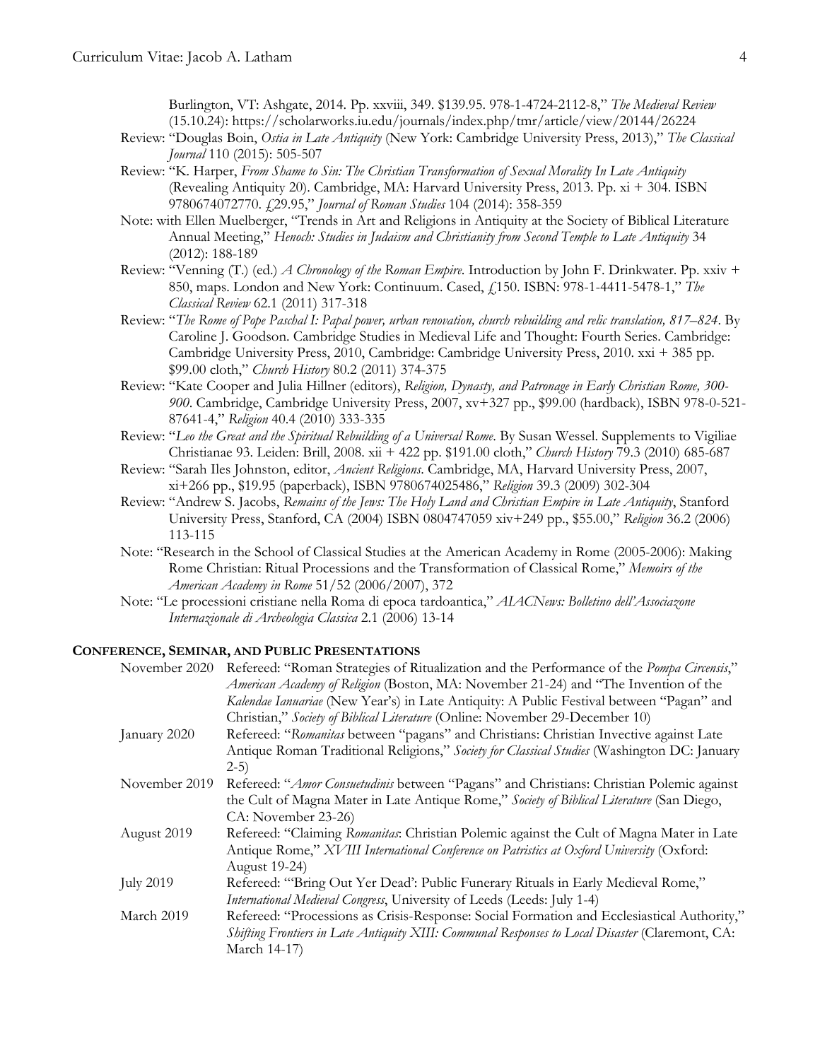Burlington, VT: Ashgate, 2014. Pp. xxviii, 349. $139.95. 978-1-4724-2112-8," *The Medieval Review* (15.10.24): https://scholarworks.iu.edu/journals/index.php/tmr/article/view/20144/26224

Review: "Douglas Boin, *Ostia in Late Antiquity* (New York: Cambridge University Press, 2013)," *The Classical Journal* 110 (2015): 505-507

Review: "K. Harper, *From Shame to Sin: The Christian Transformation of Sexual Morality In Late Antiquity* (Revealing Antiquity 20). Cambridge, MA: Harvard University Press, 2013. Pp. xi + 304. ISBN 9780674072770. £29.95," *Journal of Roman Studies* 104 (2014): 358-359

Note: with Ellen Muelberger, "Trends in Art and Religions in Antiquity at the Society of Biblical Literature Annual Meeting," *Henoch: Studies in Judaism and Christianity from Second Temple to Late Antiquity* 34 (2012): 188-189

Review: "Venning (T.) (ed.) *A Chronology of the Roman Empire*. Introduction by John F. Drinkwater. Pp. xxiv + 850, maps. London and New York: Continuum. Cased, £150. ISBN: 978-1-4411-5478-1," *The Classical Review* 62.1 (2011) 317-318

Review: "*The Rome of Pope Paschal I: Papal power, urban renovation, church rebuilding and relic translation, 817–824*. By Caroline J. Goodson. Cambridge Studies in Medieval Life and Thought: Fourth Series. Cambridge: Cambridge University Press, 2010, Cambridge: Cambridge University Press, 2010. xxi + 385 pp. $99.00 cloth," *Church History* 80.2 (2011) 374-375

Review: "Kate Cooper and Julia Hillner (editors), *Religion, Dynasty, and Patronage in Early Christian Rome, 300-900*. Cambridge, Cambridge University Press, 2007, xv+327 pp., $99.00 (hardback), ISBN 978-0-521-87641-4," *Religion* 40.4 (2010) 333-335

Review: "*Leo the Great and the Spiritual Rebuilding of a Universal Rome*. By Susan Wessel. Supplements to Vigiliae Christianae 93. Leiden: Brill, 2008. xii + 422 pp. $191.00 cloth," *Church History* 79.3 (2010) 685-687

Review: "Sarah Iles Johnston, editor, *Ancient Religions*. Cambridge, MA, Harvard University Press, 2007, xi+266 pp., $19.95 (paperback), ISBN 9780674025486," *Religion* 39.3 (2009) 302-304

Review: "Andrew S. Jacobs, *Remains of the Jews: The Holy Land and Christian Empire in Late Antiquity*, Stanford University Press, Stanford, CA (2004) ISBN 0804747059 xiv+249 pp., $55.00," *Religion* 36.2 (2006) 113-115

Note: "Research in the School of Classical Studies at the American Academy in Rome (2005-2006): Making Rome Christian: Ritual Processions and the Transformation of Classical Rome," *Memoirs of the American Academy in Rome* 51/52 (2006/2007), 372

Note: "Le processioni cristiane nella Roma di epoca tardoantica," *AIACNews: Bolletino dell'Associazone Internazionale di Archeologia Classica* 2.1 (2006) 13-14

## Conference, Seminar, and Public Presentations

November 2020 — Refereed: "Roman Strategies of Ritualization and the Performance of the *Pompa Circensis*," *American Academy of Religion* (Boston, MA: November 21-24) and "The Invention of the *Kalendae Ianuariae* (New Year's) in Late Antiquity: A Public Festival between "Pagan" and Christian," *Society of Biblical Literature* (Online: November 29-December 10)

January 2020 — Refereed: "*Romanitas* between "pagans" and Christians: Christian Invective against Late Antique Roman Traditional Religions," *Society for Classical Studies* (Washington DC: January 2-5)

November 2019 — Refereed: "*Amor Consuetudinis* between "Pagans" and Christians: Christian Polemic against the Cult of Magna Mater in Late Antique Rome," *Society of Biblical Literature* (San Diego, CA: November 23-26)

August 2019 — Refereed: "Claiming *Romanitas*: Christian Polemic against the Cult of Magna Mater in Late Antique Rome," *XVIII International Conference on Patristics at Oxford University* (Oxford: August 19-24)

July 2019 — Refereed: "'Bring Out Yer Dead': Public Funerary Rituals in Early Medieval Rome," *International Medieval Congress*, University of Leeds (Leeds: July 1-4)

March 2019 — Refereed: "Processions as Crisis-Response: Social Formation and Ecclesiastical Authority," *Shifting Frontiers in Late Antiquity XIII: Communal Responses to Local Disaster* (Claremont, CA: March 14-17)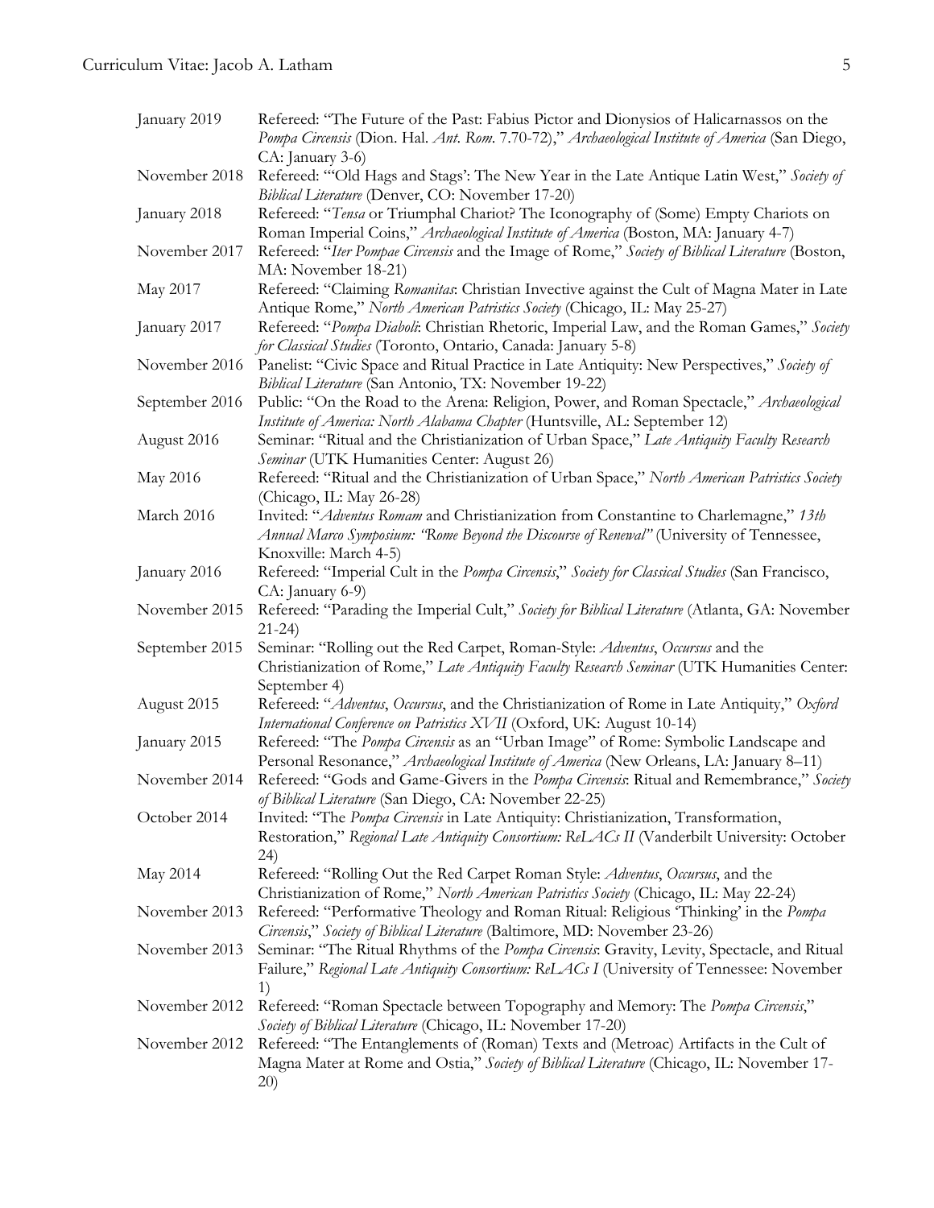| | |
|---|---|
| January 2019 | Refereed: "The Future of the Past: Fabius Pictor and Dionysios of Halicarnassos on the *Pompa Circensis* (Dion. Hal. *Ant. Rom.* 7.70-72)," *Archaeological Institute of America* (San Diego, CA: January 3-6) |
| November 2018 | Refereed: "'Old Hags and Stags': The New Year in the Late Antique Latin West," *Society of Biblical Literature* (Denver, CO: November 17-20) |
| January 2018 | Refereed: "*Tensa* or Triumphal Chariot? The Iconography of (Some) Empty Chariots on Roman Imperial Coins," *Archaeological Institute of America* (Boston, MA: January 4-7) |
| November 2017 | Refereed: "*Iter Pompae Circensis* and the Image of Rome," *Society of Biblical Literature* (Boston, MA: November 18-21) |
| May 2017 | Refereed: "Claiming *Romanitas*: Christian Invective against the Cult of Magna Mater in Late Antique Rome," *North American Patristics Society* (Chicago, IL: May 25-27) |
| January 2017 | Refereed: "*Pompa Diaboli*: Christian Rhetoric, Imperial Law, and the Roman Games," *Society for Classical Studies* (Toronto, Ontario, Canada: January 5-8) |
| November 2016 | Panelist: "Civic Space and Ritual Practice in Late Antiquity: New Perspectives," *Society of Biblical Literature* (San Antonio, TX: November 19-22) |
| September 2016 | Public: "On the Road to the Arena: Religion, Power, and Roman Spectacle," *Archaeological Institute of America: North Alabama Chapter* (Huntsville, AL: September 12) |
| August 2016 | Seminar: "Ritual and the Christianization of Urban Space," *Late Antiquity Faculty Research Seminar* (UTK Humanities Center: August 26) |
| May 2016 | Refereed: "Ritual and the Christianization of Urban Space," *North American Patristics Society* (Chicago, IL: May 26-28) |
| March 2016 | Invited: "*Adventus Romam* and Christianization from Constantine to Charlemagne," *13th Annual Marco Symposium: "Rome Beyond the Discourse of Renewal"* (University of Tennessee, Knoxville: March 4-5) |
| January 2016 | Refereed: "Imperial Cult in the *Pompa Circensis*," *Society for Classical Studies* (San Francisco, CA: January 6-9) |
| November 2015 | Refereed: "Parading the Imperial Cult," *Society for Biblical Literature* (Atlanta, GA: November 21-24) |
| September 2015 | Seminar: "Rolling out the Red Carpet, Roman-Style: *Adventus*, *Occursus* and the Christianization of Rome," *Late Antiquity Faculty Research Seminar* (UTK Humanities Center: September 4) |
| August 2015 | Refereed: "*Adventus*, *Occursus*, and the Christianization of Rome in Late Antiquity," *Oxford International Conference on Patristics XVII* (Oxford, UK: August 10-14) |
| January 2015 | Refereed: "The *Pompa Circensis* as an "Urban Image" of Rome: Symbolic Landscape and Personal Resonance," *Archaeological Institute of America* (New Orleans, LA: January 8–11) |
| November 2014 | Refereed: "Gods and Game-Givers in the *Pompa Circensis*: Ritual and Remembrance," *Society of Biblical Literature* (San Diego, CA: November 22-25) |
| October 2014 | Invited: "The *Pompa Circensis* in Late Antiquity: Christianization, Transformation, Restoration," *Regional Late Antiquity Consortium: ReLACs II* (Vanderbilt University: October 24) |
| May 2014 | Refereed: "Rolling Out the Red Carpet Roman Style: *Adventus*, *Occursus*, and the Christianization of Rome," *North American Patristics Society* (Chicago, IL: May 22-24) |
| November 2013 | Refereed: "Performative Theology and Roman Ritual: Religious 'Thinking' in the *Pompa Circensis*," *Society of Biblical Literature* (Baltimore, MD: November 23-26) |
| November 2013 | Seminar: "The Ritual Rhythms of the *Pompa Circensis*: Gravity, Levity, Spectacle, and Ritual Failure," *Regional Late Antiquity Consortium: ReLACs I* (University of Tennessee: November 1) |
| November 2012 | Refereed: "Roman Spectacle between Topography and Memory: The *Pompa Circensis*," *Society of Biblical Literature* (Chicago, IL: November 17-20) |
| November 2012 | Refereed: "The Entanglements of (Roman) Texts and (Metroac) Artifacts in the Cult of Magna Mater at Rome and Ostia," *Society of Biblical Literature* (Chicago, IL: November 17-20) |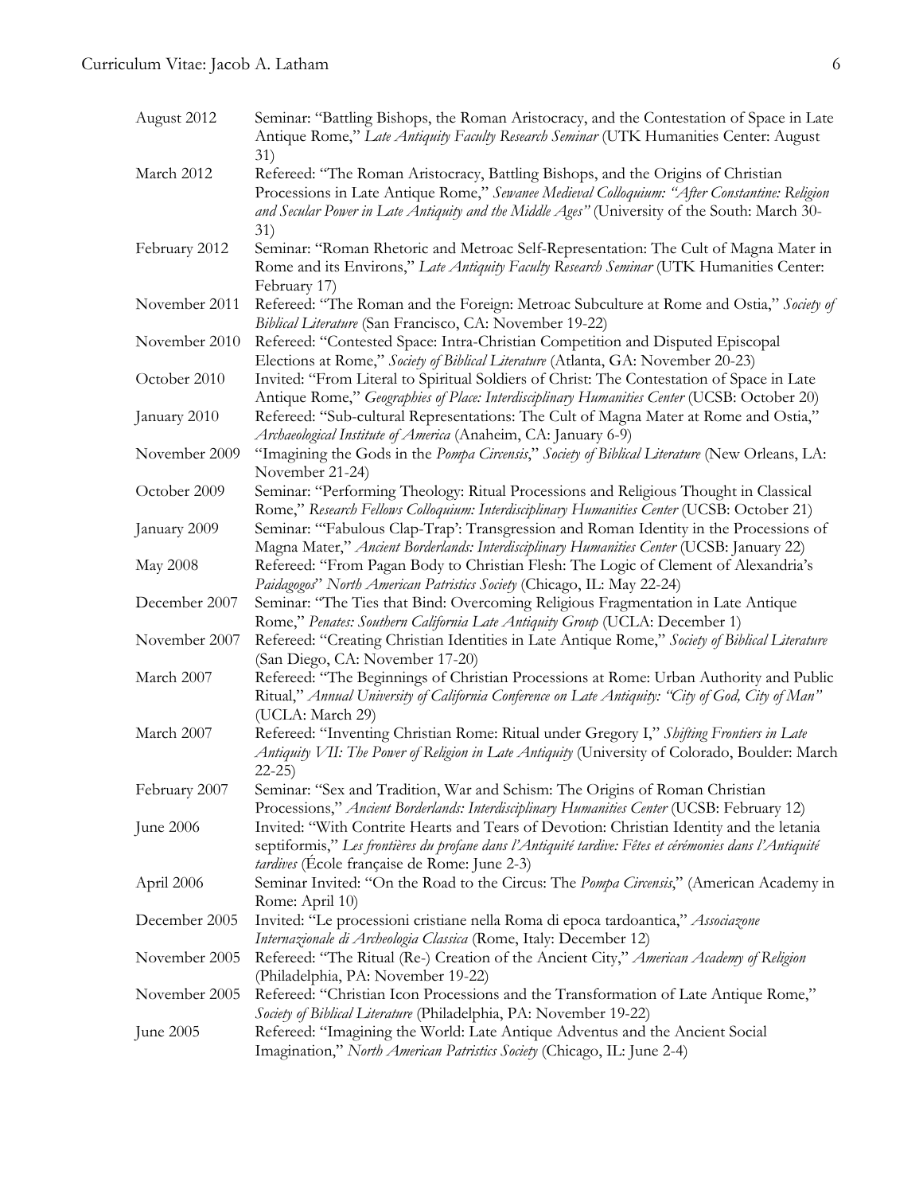| | |
|---|---|
| August 2012 | Seminar: "Battling Bishops, the Roman Aristocracy, and the Contestation of Space in Late Antique Rome," *Late Antiquity Faculty Research Seminar* (UTK Humanities Center: August 31) |
| March 2012 | Refereed: "The Roman Aristocracy, Battling Bishops, and the Origins of Christian Processions in Late Antique Rome," *Sewanee Medieval Colloquium: "After Constantine: Religion and Secular Power in Late Antiquity and the Middle Ages"* (University of the South: March 30-31) |
| February 2012 | Seminar: "Roman Rhetoric and Metroac Self-Representation: The Cult of Magna Mater in Rome and its Environs," *Late Antiquity Faculty Research Seminar* (UTK Humanities Center: February 17) |
| November 2011 | Refereed: "The Roman and the Foreign: Metroac Subculture at Rome and Ostia," *Society of Biblical Literature* (San Francisco, CA: November 19-22) |
| November 2010 | Refereed: "Contested Space: Intra-Christian Competition and Disputed Episcopal Elections at Rome," *Society of Biblical Literature* (Atlanta, GA: November 20-23) |
| October 2010 | Invited: "From Literal to Spiritual Soldiers of Christ: The Contestation of Space in Late Antique Rome," *Geographies of Place: Interdisciplinary Humanities Center* (UCSB: October 20) |
| January 2010 | Refereed: "Sub-cultural Representations: The Cult of Magna Mater at Rome and Ostia," *Archaeological Institute of America* (Anaheim, CA: January 6-9) |
| November 2009 | "Imagining the Gods in the *Pompa Circensis*," *Society of Biblical Literature* (New Orleans, LA: November 21-24) |
| October 2009 | Seminar: "Performing Theology: Ritual Processions and Religious Thought in Classical Rome," *Research Fellows Colloquium: Interdisciplinary Humanities Center* (UCSB: October 21) |
| January 2009 | Seminar: "'Fabulous Clap-Trap': Transgression and Roman Identity in the Processions of Magna Mater," *Ancient Borderlands: Interdisciplinary Humanities Center* (UCSB: January 22) |
| May 2008 | Refereed: "From Pagan Body to Christian Flesh: The Logic of Clement of Alexandria's *Paidagogos*" *North American Patristics Society* (Chicago, IL: May 22-24) |
| December 2007 | Seminar: "The Ties that Bind: Overcoming Religious Fragmentation in Late Antique Rome," *Penates: Southern California Late Antiquity Group* (UCLA: December 1) |
| November 2007 | Refereed: "Creating Christian Identities in Late Antique Rome," *Society of Biblical Literature* (San Diego, CA: November 17-20) |
| March 2007 | Refereed: "The Beginnings of Christian Processions at Rome: Urban Authority and Public Ritual," *Annual University of California Conference on Late Antiquity: "City of God, City of Man"* (UCLA: March 29) |
| March 2007 | Refereed: "Inventing Christian Rome: Ritual under Gregory I," *Shifting Frontiers in Late Antiquity VII: The Power of Religion in Late Antiquity* (University of Colorado, Boulder: March 22-25) |
| February 2007 | Seminar: "Sex and Tradition, War and Schism: The Origins of Roman Christian Processions," *Ancient Borderlands: Interdisciplinary Humanities Center* (UCSB: February 12) |
| June 2006 | Invited: "With Contrite Hearts and Tears of Devotion: Christian Identity and the letania septiformis," *Les frontières du profane dans l'Antiquité tardive: Fêtes et cérémonies dans l'Antiquité tardives* (École française de Rome: June 2-3) |
| April 2006 | Seminar Invited: "On the Road to the Circus: The *Pompa Circensis*," (American Academy in Rome: April 10) |
| December 2005 | Invited: "Le processioni cristiane nella Roma di epoca tardoantica," *Associazone Internazionale di Archeologia Classica* (Rome, Italy: December 12) |
| November 2005 | Refereed: "The Ritual (Re-) Creation of the Ancient City," *American Academy of Religion* (Philadelphia, PA: November 19-22) |
| November 2005 | Refereed: "Christian Icon Processions and the Transformation of Late Antique Rome," *Society of Biblical Literature* (Philadelphia, PA: November 19-22) |
| June 2005 | Refereed: "Imagining the World: Late Antique Adventus and the Ancient Social Imagination," *North American Patristics Society* (Chicago, IL: June 2-4) |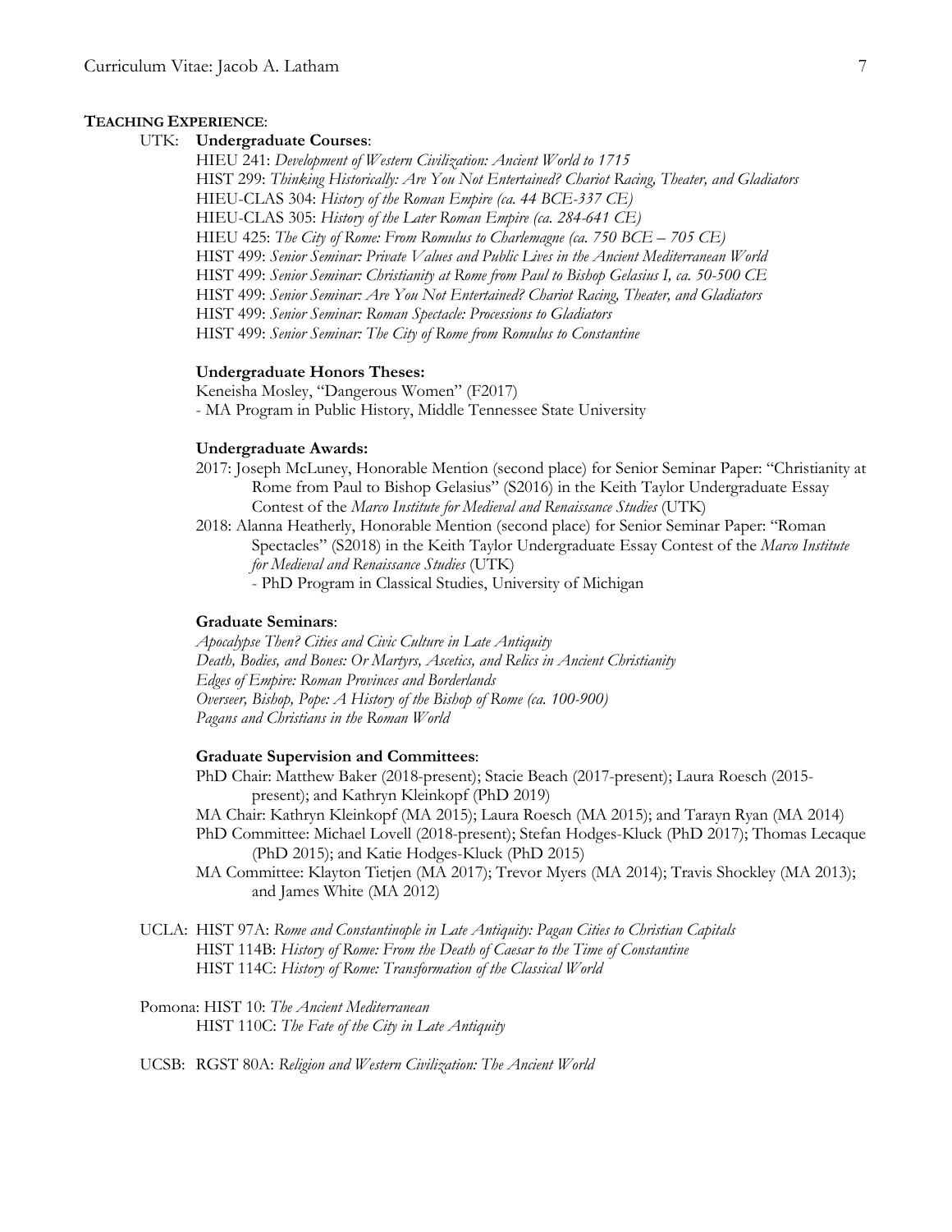**TEACHING EXPERIENCE**:

UTK: **Undergraduate Courses**:

HIEU 241: *Development of Western Civilization: Ancient World to 1715*
HIST 299: *Thinking Historically: Are You Not Entertained? Chariot Racing, Theater, and Gladiators*
HIEU-CLAS 304: *History of the Roman Empire (ca. 44 BCE-337 CE)*
HIEU-CLAS 305: *History of the Later Roman Empire (ca. 284-641 CE)*
HIEU 425: *The City of Rome: From Romulus to Charlemagne (ca. 750 BCE – 705 CE)*
HIST 499: *Senior Seminar: Private Values and Public Lives in the Ancient Mediterranean World*
HIST 499: *Senior Seminar: Christianity at Rome from Paul to Bishop Gelasius I, ca. 50-500 CE*
HIST 499: *Senior Seminar: Are You Not Entertained? Chariot Racing, Theater, and Gladiators*
HIST 499: *Senior Seminar: Roman Spectacle: Processions to Gladiators*
HIST 499: *Senior Seminar: The City of Rome from Romulus to Constantine*

**Undergraduate Honors Theses:**

Keneisha Mosley, "Dangerous Women" (F2017)
- MA Program in Public History, Middle Tennessee State University

**Undergraduate Awards:**

2017: Joseph McLuney, Honorable Mention (second place) for Senior Seminar Paper: "Christianity at Rome from Paul to Bishop Gelasius" (S2016) in the Keith Taylor Undergraduate Essay Contest of the *Marco Institute for Medieval and Renaissance Studies* (UTK)

2018: Alanna Heatherly, Honorable Mention (second place) for Senior Seminar Paper: "Roman Spectacles" (S2018) in the Keith Taylor Undergraduate Essay Contest of the *Marco Institute for Medieval and Renaissance Studies* (UTK)
- PhD Program in Classical Studies, University of Michigan

**Graduate Seminars**:

*Apocalypse Then? Cities and Civic Culture in Late Antiquity*
*Death, Bodies, and Bones: Or Martyrs, Ascetics, and Relics in Ancient Christianity*
*Edges of Empire: Roman Provinces and Borderlands*
*Overseer, Bishop, Pope: A History of the Bishop of Rome (ca. 100-900)*
*Pagans and Christians in the Roman World*

**Graduate Supervision and Committees**:

PhD Chair: Matthew Baker (2018-present); Stacie Beach (2017-present); Laura Roesch (2015-present); and Kathryn Kleinkopf (PhD 2019)
MA Chair: Kathryn Kleinkopf (MA 2015); Laura Roesch (MA 2015); and Tarayn Ryan (MA 2014)
PhD Committee: Michael Lovell (2018-present); Stefan Hodges-Kluck (PhD 2017); Thomas Lecaque (PhD 2015); and Katie Hodges-Kluck (PhD 2015)
MA Committee: Klayton Tietjen (MA 2017); Trevor Myers (MA 2014); Travis Shockley (MA 2013); and James White (MA 2012)

UCLA: HIST 97A: *Rome and Constantinople in Late Antiquity: Pagan Cities to Christian Capitals*
HIST 114B: *History of Rome: From the Death of Caesar to the Time of Constantine*
HIST 114C: *History of Rome: Transformation of the Classical World*

Pomona: HIST 10: *The Ancient Mediterranean*
HIST 110C: *The Fate of the City in Late Antiquity*

UCSB: RGST 80A: *Religion and Western Civilization: The Ancient World*